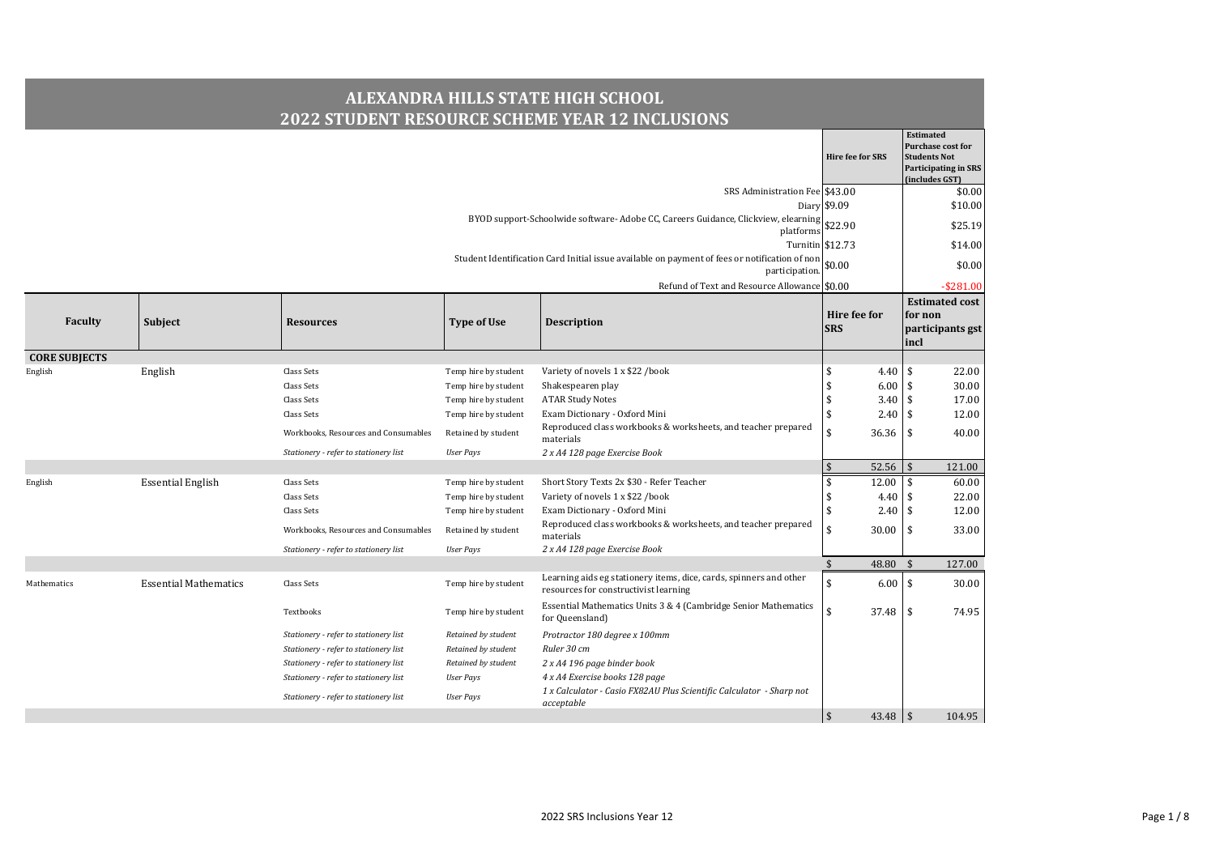# ALEXANDRA HILLS STATE HIGH SCHOOL
## 2022 STUDENT RESOURCE SCHEME YEAR 12 INCLUSIONS

| | Hire fee for SRS | Estimated Purchase cost for Students Not Participating in SRS (includes GST) |
|---|---|---|
| SRS Administration Fee | $43.00 | $0.00 |
| Diary | $9.09 | $10.00 |
| BYOD support-Schoolwide software- Adobe CC, Careers Guidance, Clickview, elearning platforms | $22.90 | $25.19 |
| Turnitin | $12.73 | $14.00 |
| Student Identification Card Initial issue available on payment of fees or notification of non participation. | $0.00 | $0.00 |
| Refund of Text and Resource Allowance | $0.00 | -$281.00 |

| Faculty | Subject | Resources | Type of Use | Description | Hire fee for SRS | Estimated cost for non participants gst incl |
|---|---|---|---|---|---|---|
| **CORE SUBJECTS** | | | | | | |
| English | English | Class Sets | Temp hire by student | Variety of novels 1 x $22 /book | $ 4.40 | $ 22.00 |
| | | Class Sets | Temp hire by student | Shakespearen play | $ 6.00 | $ 30.00 |
| | | Class Sets | Temp hire by student | ATAR Study Notes | $ 3.40 | $ 17.00 |
| | | Class Sets | Temp hire by student | Exam Dictionary - Oxford Mini | $ 2.40 | $ 12.00 |
| | | Workbooks, Resources and Consumables | Retained by student | Reproduced class workbooks & worksheets, and teacher prepared materials | $ 36.36 | $ 40.00 |
| | | *Stationery - refer to stationery list* | *User Pays* | *2 x A4 128 page Exercise Book* | | |
| | | | | | $ 52.56 | $ 121.00 |
| English | Essential English | Class Sets | Temp hire by student | Short Story Texts 2x $30 - Refer Teacher | $ 12.00 | $ 60.00 |
| | | Class Sets | Temp hire by student | Variety of novels 1 x $22 /book | $ 4.40 | $ 22.00 |
| | | Class Sets | Temp hire by student | Exam Dictionary - Oxford Mini | $ 2.40 | $ 12.00 |
| | | Workbooks, Resources and Consumables | Retained by student | Reproduced class workbooks & worksheets, and teacher prepared materials | $ 30.00 | $ 33.00 |
| | | *Stationery - refer to stationery list* | *User Pays* | *2 x A4 128 page Exercise Book* | | |
| | | | | | $ 48.80 | $ 127.00 |
| Mathematics | Essential Mathematics | Class Sets | Temp hire by student | Learning aids eg stationery items, dice, cards, spinners and other resources for constructivist learning | $ 6.00 | $ 30.00 |
| | | Textbooks | Temp hire by student | Essential Mathematics Units 3 & 4 (Cambridge Senior Mathematics for Queensland) | $ 37.48 | $ 74.95 |
| | | *Stationery - refer to stationery list* | *Retained by student* | *Protractor 180 degree x 100mm* | | |
| | | *Stationery - refer to stationery list* | *Retained by student* | *Ruler 30 cm* | | |
| | | *Stationery - refer to stationery list* | *Retained by student* | *2 x A4 196 page binder book* | | |
| | | *Stationery - refer to stationery list* | *User Pays* | *4 x A4 Exercise books 128 page* | | |
| | | *Stationery - refer to stationery list* | *User Pays* | *1 x Calculator - Casio FX82AU Plus Scientific Calculator - Sharp not acceptable* | | |
| | | | | | $ 43.48 | $ 104.95 |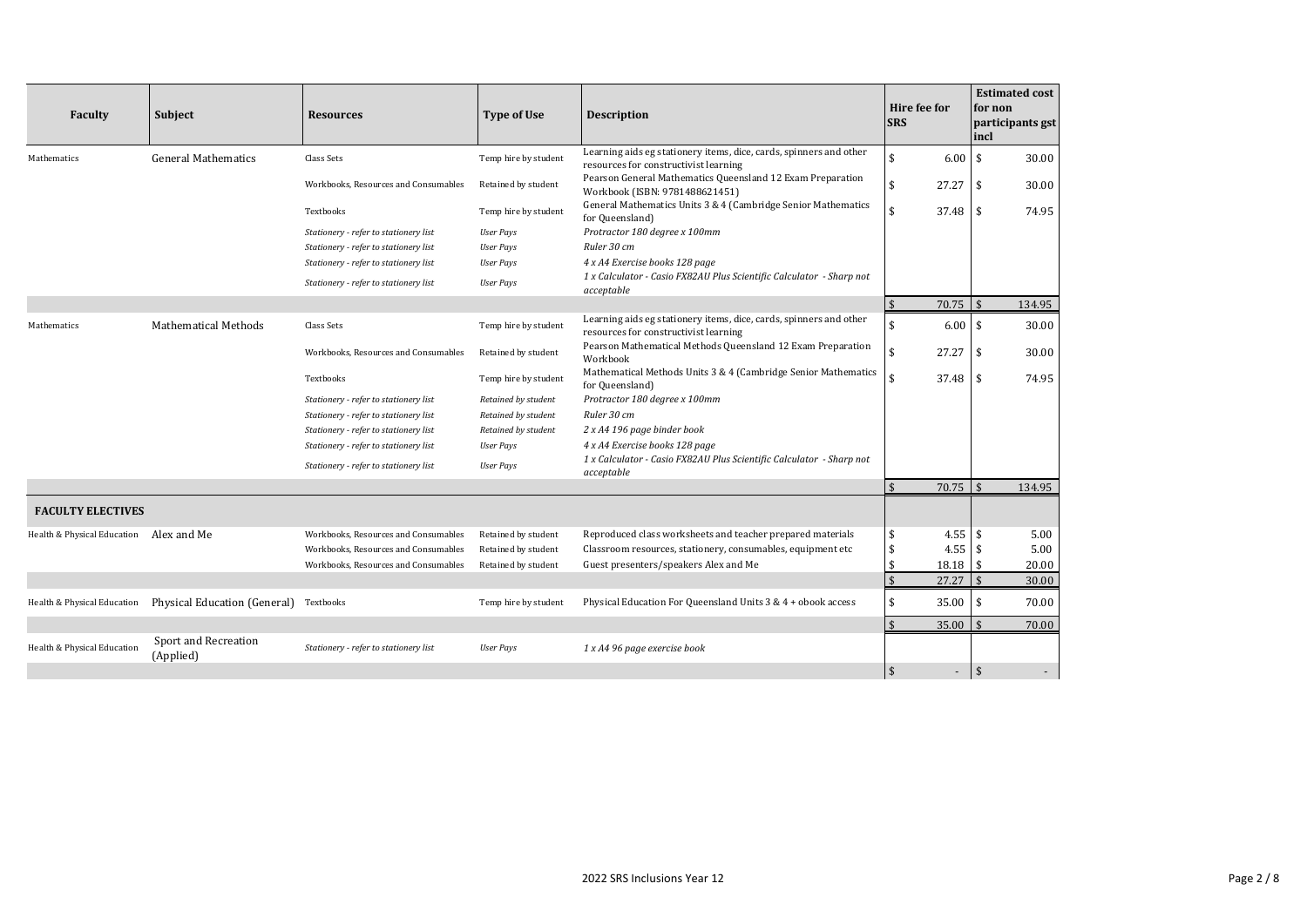| Faculty | Subject | Resources | Type of Use | Description | Hire fee for SRS | Estimated cost for non participants gst incl |
|---|---|---|---|---|---|---|
| Mathematics | General Mathematics | Class Sets | Temp hire by student | Learning aids eg stationery items, dice, cards, spinners and other resources for constructivist learning | $ 6.00 | $ 30.00 |
| | | Workbooks, Resources and Consumables | Retained by student | Pearson General Mathematics Queensland 12 Exam Preparation Workbook (ISBN: 9781488621451) | $ 27.27 | $ 30.00 |
| | | Textbooks | Temp hire by student | General Mathematics Units 3 & 4 (Cambridge Senior Mathematics for Queensland) | $ 37.48 | $ 74.95 |
| | | *Stationery - refer to stationery list* | *User Pays* | *Protractor 180 degree x 100mm* | | |
| | | *Stationery - refer to stationery list* | *User Pays* | *Ruler 30 cm* | | |
| | | *Stationery - refer to stationery list* | *User Pays* | *4 x A4 Exercise books 128 page* | | |
| | | *Stationery - refer to stationery list* | *User Pays* | *1 x Calculator - Casio FX82AU Plus Scientific Calculator - Sharp not acceptable* | | |
| | | | | | $ 70.75 | $ 134.95 |
| Mathematics | Mathematical Methods | Class Sets | Temp hire by student | Learning aids eg stationery items, dice, cards, spinners and other resources for constructivist learning | $ 6.00 | $ 30.00 |
| | | Workbooks, Resources and Consumables | Retained by student | Pearson Mathematical Methods Queensland 12 Exam Preparation Workbook | $ 27.27 | $ 30.00 |
| | | Textbooks | Temp hire by student | Mathematical Methods Units 3 & 4 (Cambridge Senior Mathematics for Queensland) | $ 37.48 | $ 74.95 |
| | | *Stationery - refer to stationery list* | *Retained by student* | *Protractor 180 degree x 100mm* | | |
| | | *Stationery - refer to stationery list* | *Retained by student* | *Ruler 30 cm* | | |
| | | *Stationery - refer to stationery list* | *Retained by student* | *2 x A4 196 page binder book* | | |
| | | *Stationery - refer to stationery list* | *User Pays* | *4 x A4 Exercise books 128 page* | | |
| | | *Stationery - refer to stationery list* | *User Pays* | *1 x Calculator - Casio FX82AU Plus Scientific Calculator - Sharp not acceptable* | | |
| | | | | | $ 70.75 | $ 134.95 |
| **FACULTY ELECTIVES** | | | | | | |
| Health & Physical Education | Alex and Me | Workbooks, Resources and Consumables | Retained by student | Reproduced class worksheets and teacher prepared materials | $ 4.55 | $ 5.00 |
| | | Workbooks, Resources and Consumables | Retained by student | Classroom resources, stationery, consumables, equipment etc | $ 4.55 | $ 5.00 |
| | | Workbooks, Resources and Consumables | Retained by student | Guest presenters/speakers Alex and Me | $ 18.18 | $ 20.00 |
| | | | | | $ 27.27 | $ 30.00 |
| Health & Physical Education | Physical Education (General) | Textbooks | Temp hire by student | Physical Education For Queensland Units 3 & 4 + obook access | $ 35.00 | $ 70.00 |
| | | | | | $ 35.00 | $ 70.00 |
| Health & Physical Education | Sport and Recreation (Applied) | *Stationery - refer to stationery list* | *User Pays* | *1 x A4 96 page exercise book* | | |
| | | | | | $ - | $ - |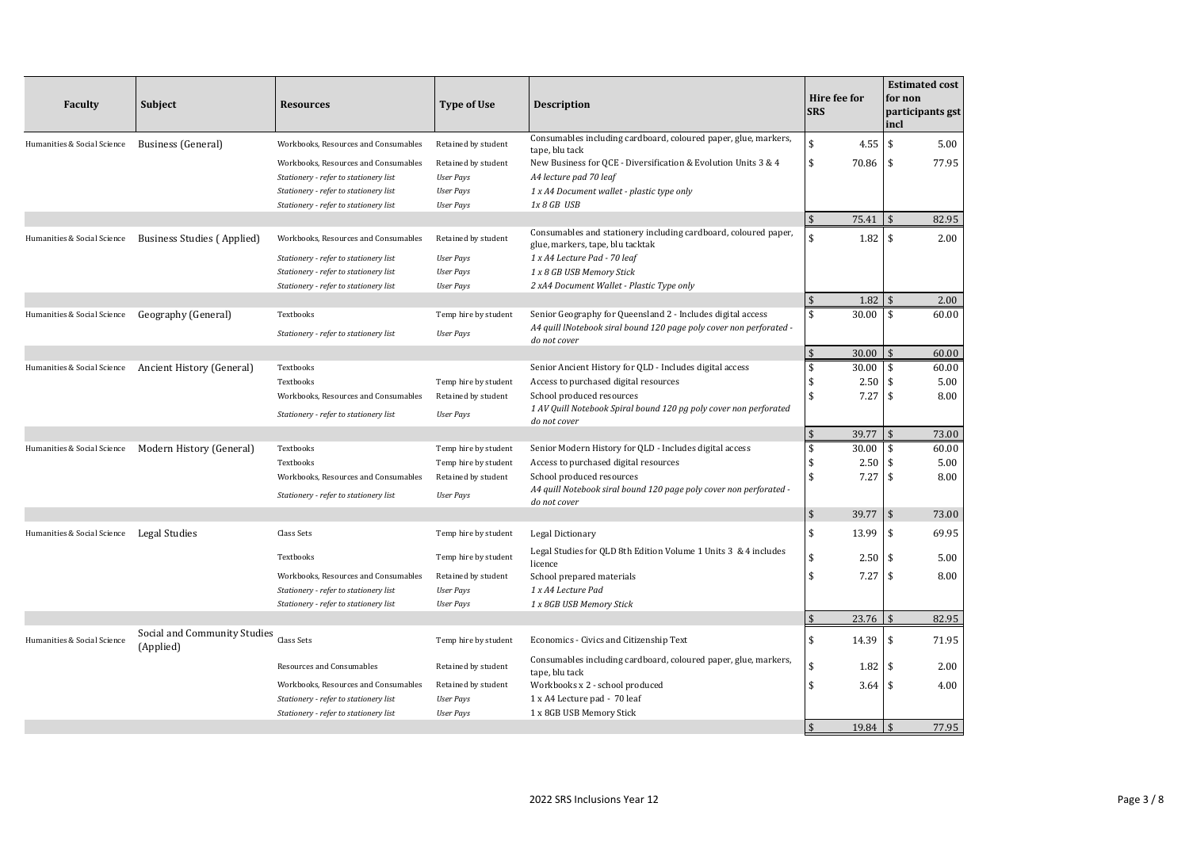| Faculty | Subject | Resources | Type of Use | Description | Hire fee for SRS | Estimated cost for non participants gst incl |
|---|---|---|---|---|---|---|
| Humanities & Social Science | Business (General) | Workbooks, Resources and Consumables | Retained by student | Consumables including cardboard, coloured paper, glue, markers, tape, blu tack | $ 4.55 | $ 5.00 |
| | | Workbooks, Resources and Consumables | Retained by student | New Business for QCE - Diversification & Evolution Units 3 & 4 | $ 70.86 | $ 77.95 |
| | | *Stationery - refer to stationery list* | *User Pays* | *A4 lecture pad 70 leaf* | | |
| | | *Stationery - refer to stationery list* | *User Pays* | *1 x A4 Document wallet - plastic type only* | | |
| | | *Stationery - refer to stationery list* | *User Pays* | *1x 8 GB USB* | | |
| | | | | | $ 75.41 | $ 82.95 |
| Humanities & Social Science | Business Studies ( Applied) | Workbooks, Resources and Consumables | Retained by student | Consumables and stationery including cardboard, coloured paper, glue, markers, tape, blu tacktak | $ 1.82 | $ 2.00 |
| | | *Stationery - refer to stationery list* | *User Pays* | *1 x A4 Lecture Pad - 70 leaf* | | |
| | | *Stationery - refer to stationery list* | *User Pays* | *1 x 8 GB USB Memory Stick* | | |
| | | *Stationery - refer to stationery list* | *User Pays* | *2 xA4 Document Wallet - Plastic Type only* | | |
| | | | | | $ 1.82 | $ 2.00 |
| Humanities & Social Science | Geography (General) | Textbooks | Temp hire by student | Senior Geography for Queensland 2 - Includes digital access | $ 30.00 | $ 60.00 |
| | | *Stationery - refer to stationery list* | *User Pays* | *A4 quill lNotebook siral bound 120 page poly cover non perforated - do not cover* | | |
| | | | | | $ 30.00 | $ 60.00 |
| Humanities & Social Science | Ancient History (General) | Textbooks | | Senior Ancient History for QLD - Includes digital access | $ 30.00 | $ 60.00 |
| | | Textbooks | Temp hire by student | Access to purchased digital resources | $ 2.50 | $ 5.00 |
| | | Workbooks, Resources and Consumables | Retained by student | School produced resources | $ 7.27 | $ 8.00 |
| | | *Stationery - refer to stationery list* | *User Pays* | *1 AV Quill Notebook Spiral bound 120 pg poly cover non perforated do not cover* | | |
| | | | | | $ 39.77 | $ 73.00 |
| Humanities & Social Science | Modern History (General) | Textbooks | Temp hire by student | Senior Modern History for QLD - Includes digital access | $ 30.00 | $ 60.00 |
| | | Textbooks | Temp hire by student | Access to purchased digital resources | $ 2.50 | $ 5.00 |
| | | Workbooks, Resources and Consumables | Retained by student | School produced resources | $ 7.27 | $ 8.00 |
| | | *Stationery - refer to stationery list* | *User Pays* | *A4 quill Notebook siral bound 120 page poly cover non perforated - do not cover* | | |
| | | | | | $ 39.77 | $ 73.00 |
| Humanities & Social Science | Legal Studies | Class Sets | Temp hire by student | Legal Dictionary | $ 13.99 | $ 69.95 |
| | | Textbooks | Temp hire by student | Legal Studies for QLD 8th Edition Volume 1 Units 3 & 4 includes licence | $ 2.50 | $ 5.00 |
| | | Workbooks, Resources and Consumables | Retained by student | School prepared materials | $ 7.27 | $ 8.00 |
| | | *Stationery - refer to stationery list* | *User Pays* | *1 x A4 Lecture Pad* | | |
| | | *Stationery - refer to stationery list* | *User Pays* | *1 x 8GB USB Memory Stick* | | |
| | | | | | $ 23.76 | $ 82.95 |
| Humanities & Social Science | Social and Community Studies (Applied) | Class Sets | Temp hire by student | Economics - Civics and Citizenship Text | $ 14.39 | $ 71.95 |
| | | Resources and Consumables | Retained by student | Consumables including cardboard, coloured paper, glue, markers, tape, blu tack | $ 1.82 | $ 2.00 |
| | | Workbooks, Resources and Consumables | Retained by student | Workbooks x 2 - school produced | $ 3.64 | $ 4.00 |
| | | *Stationery - refer to stationery list* | *User Pays* | 1 x A4 Lecture pad - 70 leaf | | |
| | | *Stationery - refer to stationery list* | *User Pays* | 1 x 8GB USB Memory Stick | | |
| | | | | | $ 19.84 | $ 77.95 |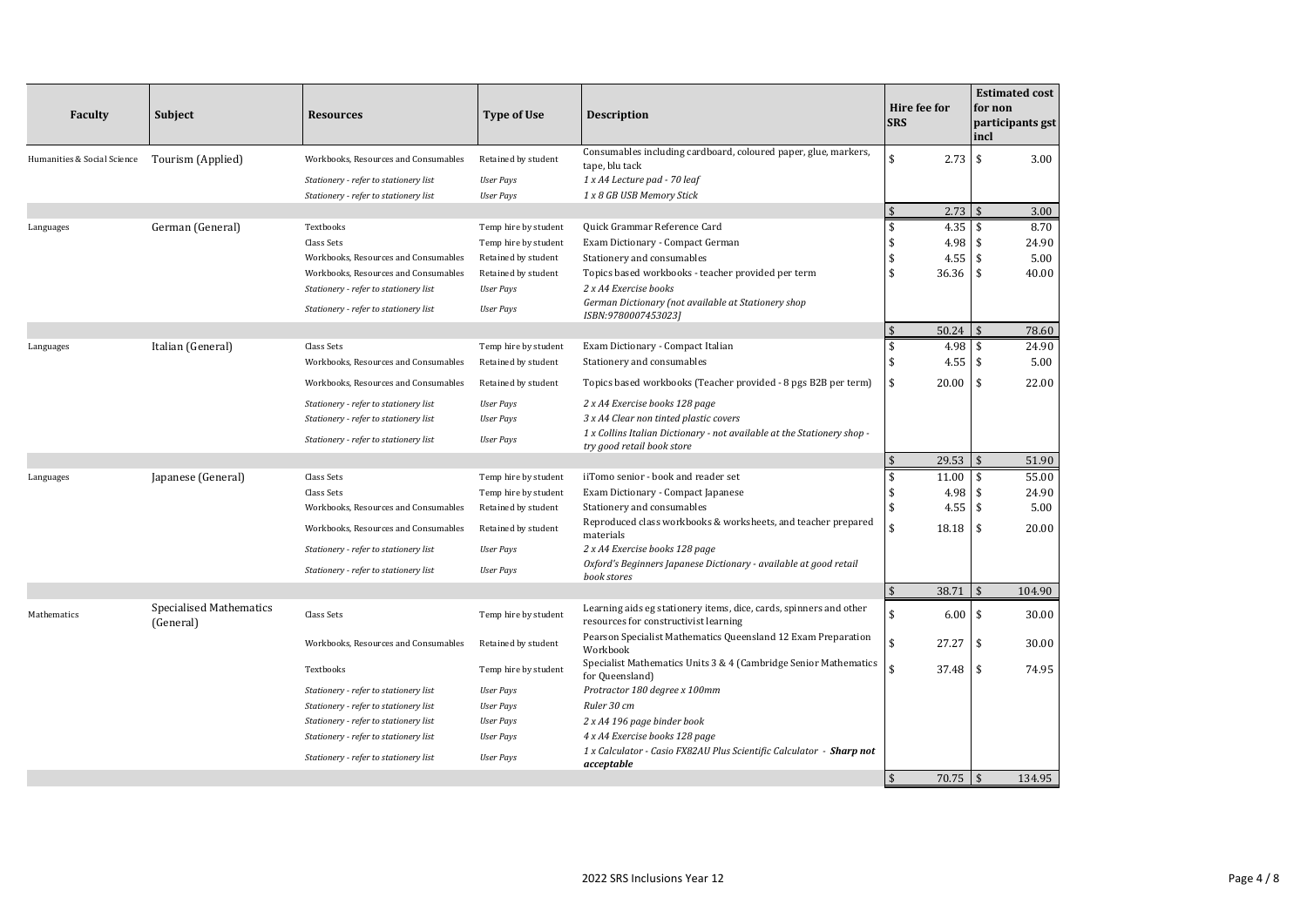| Faculty | Subject | Resources | Type of Use | Description | Hire fee for SRS | Estimated cost for non participants gst incl |
|---|---|---|---|---|---|---|
| Humanities & Social Science | Tourism (Applied) | Workbooks, Resources and Consumables | Retained by student | Consumables including cardboard, coloured paper, glue, markers, tape, blu tack | $ 2.73 | $ 3.00 |
| | | *Stationery - refer to stationery list* | *User Pays* | *1 x A4 Lecture pad - 70 leaf* | | |
| | | *Stationery - refer to stationery list* | *User Pays* | *1 x 8 GB USB Memory Stick* | | |
| | | | | | $ 2.73 | $ 3.00 |
| Languages | German (General) | Textbooks | Temp hire by student | Quick Grammar Reference Card | $ 4.35 | $ 8.70 |
| | | Class Sets | Temp hire by student | Exam Dictionary - Compact German | $ 4.98 | $ 24.90 |
| | | Workbooks, Resources and Consumables | Retained by student | Stationery and consumables | $ 4.55 | $ 5.00 |
| | | Workbooks, Resources and Consumables | Retained by student | Topics based workbooks - teacher provided per term | $ 36.36 | $ 40.00 |
| | | *Stationery - refer to stationery list* | *User Pays* | *2 x A4 Exercise books* | | |
| | | *Stationery - refer to stationery list* | *User Pays* | *German Dictionary (not available at Stationery shop ISBN:9780007453023]* | | |
| | | | | | $ 50.24 | $ 78.60 |
| Languages | Italian (General) | Class Sets | Temp hire by student | Exam Dictionary - Compact Italian | $ 4.98 | $ 24.90 |
| | | Workbooks, Resources and Consumables | Retained by student | Stationery and consumables | $ 4.55 | $ 5.00 |
| | | Workbooks, Resources and Consumables | Retained by student | Topics based workbooks (Teacher provided - 8 pgs B2B per term) | $ 20.00 | $ 22.00 |
| | | *Stationery - refer to stationery list* | *User Pays* | *2 x A4 Exercise books 128 page* | | |
| | | *Stationery - refer to stationery list* | *User Pays* | *3 x A4 Clear non tinted plastic covers* | | |
| | | *Stationery - refer to stationery list* | *User Pays* | *1 x Collins Italian Dictionary - not available at the Stationery shop - try good retail book store* | | |
| | | | | | $ 29.53 | $ 51.90 |
| Languages | Japanese (General) | Class Sets | Temp hire by student | iiTomo senior - book and reader set | $ 11.00 | $ 55.00 |
| | | Class Sets | Temp hire by student | Exam Dictionary - Compact Japanese | $ 4.98 | $ 24.90 |
| | | Workbooks, Resources and Consumables | Retained by student | Stationery and consumables | $ 4.55 | $ 5.00 |
| | | Workbooks, Resources and Consumables | Retained by student | Reproduced class workbooks & worksheets, and teacher prepared materials | $ 18.18 | $ 20.00 |
| | | *Stationery - refer to stationery list* | *User Pays* | *2 x A4 Exercise books 128 page* | | |
| | | *Stationery - refer to stationery list* | *User Pays* | *Oxford's Beginners Japanese Dictionary - available at good retail book stores* | | |
| | | | | | $ 38.71 | $ 104.90 |
| Mathematics | Specialised Mathematics (General) | Class Sets | Temp hire by student | Learning aids eg stationery items, dice, cards, spinners and other resources for constructivist learning | $ 6.00 | $ 30.00 |
| | | Workbooks, Resources and Consumables | Retained by student | Pearson Specialist Mathematics Queensland 12 Exam Preparation Workbook | $ 27.27 | $ 30.00 |
| | | Textbooks | Temp hire by student | Specialist Mathematics Units 3 & 4 (Cambridge Senior Mathematics for Queensland) | $ 37.48 | $ 74.95 |
| | | *Stationery - refer to stationery list* | *User Pays* | *Protractor 180 degree x 100mm* | | |
| | | *Stationery - refer to stationery list* | *User Pays* | *Ruler 30 cm* | | |
| | | *Stationery - refer to stationery list* | *User Pays* | *2 x A4 196 page binder book* | | |
| | | *Stationery - refer to stationery list* | *User Pays* | *4 x A4 Exercise books 128 page* | | |
| | | *Stationery - refer to stationery list* | *User Pays* | *1 x Calculator - Casio FX82AU Plus Scientific Calculator -* ***Sharp not acceptable*** | | |
| | | | | | $ 70.75 | $ 134.95 |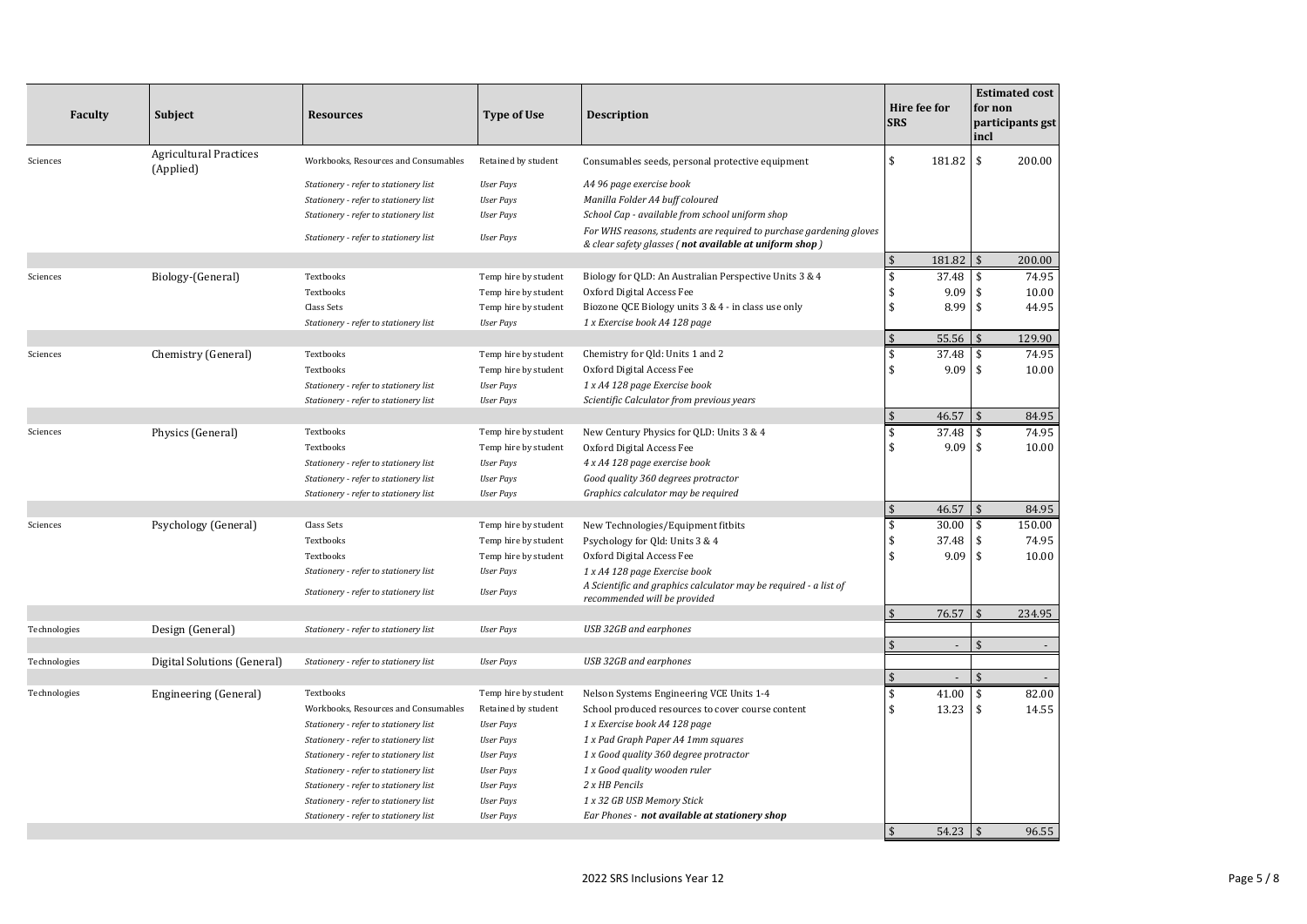| Faculty | Subject | Resources | Type of Use | Description | Hire fee for SRS | Estimated cost for non participants gst incl |
|---|---|---|---|---|---|---|
| Sciences | Agricultural Practices (Applied) | Workbooks, Resources and Consumables | Retained by student | Consumables seeds, personal protective equipment | $ 181.82 | $ 200.00 |
| | | *Stationery - refer to stationery list* | *User Pays* | *A4 96 page exercise book* | | |
| | | *Stationery - refer to stationery list* | *User Pays* | *Manilla Folder A4 buff coloured* | | |
| | | *Stationery - refer to stationery list* | *User Pays* | *School Cap - available from school uniform shop* | | |
| | | *Stationery - refer to stationery list* | *User Pays* | *For WHS reasons, students are required to purchase gardening gloves & clear safety glasses (**not available at uniform shop**)* | | |
| | | | | | $ 181.82 | $ 200.00 |
| Sciences | Biology-(General) | Textbooks | Temp hire by student | Biology for QLD: An Australian Perspective Units 3 & 4 | $ 37.48 | $ 74.95 |
| | | Textbooks | Temp hire by student | Oxford Digital Access Fee | $ 9.09 | $ 10.00 |
| | | Class Sets | Temp hire by student | Biozone QCE Biology units 3 & 4 - in class use only | $ 8.99 | $ 44.95 |
| | | *Stationery - refer to stationery list* | *User Pays* | *1 x Exercise book A4 128 page* | | |
| | | | | | $ 55.56 | $ 129.90 |
| Sciences | Chemistry (General) | Textbooks | Temp hire by student | Chemistry for Qld: Units 1 and 2 | $ 37.48 | $ 74.95 |
| | | Textbooks | Temp hire by student | Oxford Digital Access Fee | $ 9.09 | $ 10.00 |
| | | *Stationery - refer to stationery list* | *User Pays* | *1 x A4 128 page Exercise book* | | |
| | | *Stationery - refer to stationery list* | *User Pays* | *Scientific Calculator from previous years* | | |
| | | | | | $ 46.57 | $ 84.95 |
| Sciences | Physics (General) | Textbooks | Temp hire by student | New Century Physics for QLD: Units 3 & 4 | $ 37.48 | $ 74.95 |
| | | Textbooks | Temp hire by student | Oxford Digital Access Fee | $ 9.09 | $ 10.00 |
| | | *Stationery - refer to stationery list* | *User Pays* | *4 x A4 128 page exercise book* | | |
| | | *Stationery - refer to stationery list* | *User Pays* | *Good quality 360 degrees protractor* | | |
| | | *Stationery - refer to stationery list* | *User Pays* | *Graphics calculator may be required* | | |
| | | | | | $ 46.57 | $ 84.95 |
| Sciences | Psychology (General) | Class Sets | Temp hire by student | New Technologies/Equipment fitbits | $ 30.00 | $ 150.00 |
| | | Textbooks | Temp hire by student | Psychology for Qld: Units 3 & 4 | $ 37.48 | $ 74.95 |
| | | Textbooks | Temp hire by student | Oxford Digital Access Fee | $ 9.09 | $ 10.00 |
| | | *Stationery - refer to stationery list* | *User Pays* | *1 x A4 128 page Exercise book* | | |
| | | *Stationery - refer to stationery list* | *User Pays* | *A Scientific and graphics calculator may be required - a list of recommended will be provided* | | |
| | | | | | $ 76.57 | $ 234.95 |
| Technologies | Design (General) | *Stationery - refer to stationery list* | *User Pays* | *USB 32GB and earphones* | | |
| | | | | | $ - | $ - |
| Technologies | Digital Solutions (General) | *Stationery - refer to stationery list* | *User Pays* | *USB 32GB and earphones* | | |
| | | | | | $ - | $ - |
| Technologies | Engineering (General) | Textbooks | Temp hire by student | Nelson Systems Engineering VCE Units 1-4 | $ 41.00 | $ 82.00 |
| | | Workbooks, Resources and Consumables | Retained by student | School produced resources to cover course content | $ 13.23 | $ 14.55 |
| | | *Stationery - refer to stationery list* | *User Pays* | *1 x Exercise book A4 128 page* | | |
| | | *Stationery - refer to stationery list* | *User Pays* | *1 x Pad Graph Paper A4 1mm squares* | | |
| | | *Stationery - refer to stationery list* | *User Pays* | *1 x Good quality 360 degree protractor* | | |
| | | *Stationery - refer to stationery list* | *User Pays* | *1 x Good quality wooden ruler* | | |
| | | *Stationery - refer to stationery list* | *User Pays* | *2 x HB Pencils* | | |
| | | *Stationery - refer to stationery list* | *User Pays* | *1 x 32 GB USB Memory Stick* | | |
| | | *Stationery - refer to stationery list* | *User Pays* | *Ear Phones - **not available at stationery shop*** | | |
| | | | | | $ 54.23 | $ 96.55 |

2022 SRS Inclusions Year 12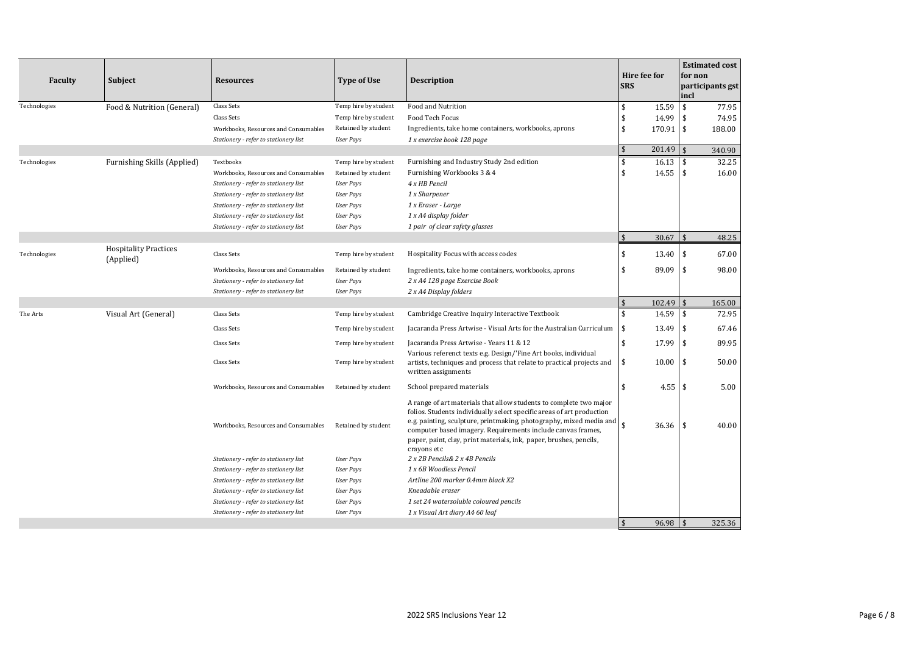| Faculty | Subject | Resources | Type of Use | Description | Hire fee for SRS | Estimated cost for non participants gst incl |
|---|---|---|---|---|---|---|
| Technologies | Food & Nutrition (General) | Class Sets | Temp hire by student | Food and Nutrition | $ 15.59 | $ 77.95 |
| | | Class Sets | Temp hire by student | Food Tech Focus | $ 14.99 | $ 74.95 |
| | | Workbooks, Resources and Consumables | Retained by student | Ingredients, take home containers, workbooks, aprons | $ 170.91 | $ 188.00 |
| | | *Stationery - refer to stationery list* | *User Pays* | *1 x exercise book 128 page* | | |
| | | | | | $ 201.49 | $ 340.90 |
| Technologies | Furnishing Skills (Applied) | Textbooks | Temp hire by student | Furnishing and Industry Study 2nd edition | $ 16.13 | $ 32.25 |
| | | Workbooks, Resources and Consumables | Retained by student | Furnishing Workbooks 3 & 4 | $ 14.55 | $ 16.00 |
| | | *Stationery - refer to stationery list* | *User Pays* | *4 x HB Pencil* | | |
| | | *Stationery - refer to stationery list* | *User Pays* | *1 x Sharpener* | | |
| | | *Stationery - refer to stationery list* | *User Pays* | *1 x Eraser - Large* | | |
| | | *Stationery - refer to stationery list* | *User Pays* | *1 x A4 display folder* | | |
| | | *Stationery - refer to stationery list* | *User Pays* | *1 pair of clear safety glasses* | | |
| | | | | | $ 30.67 | $ 48.25 |
| Technologies | Hospitality Practices (Applied) | Class Sets | Temp hire by student | Hospitality Focus with access codes | $ 13.40 | $ 67.00 |
| | | Workbooks, Resources and Consumables | Retained by student | Ingredients, take home containers, workbooks, aprons | $ 89.09 | $ 98.00 |
| | | *Stationery - refer to stationery list* | *User Pays* | *2 x A4 128 page Exercise Book* | | |
| | | *Stationery - refer to stationery list* | *User Pays* | *2 x A4 Display folders* | | |
| | | | | | $ 102.49 | $ 165.00 |
| The Arts | Visual Art (General) | Class Sets | Temp hire by student | Cambridge Creative Inquiry Interactive Textbook | $ 14.59 | $ 72.95 |
| | | Class Sets | Temp hire by student | Jacaranda Press Artwise - Visual Arts for the Australian Curriculum | $ 13.49 | $ 67.46 |
| | | Class Sets | Temp hire by student | Jacaranda Press Artwise - Years 11 & 12 | $ 17.99 | $ 89.95 |
| | | Class Sets | Temp hire by student | Various referenct texts e.g. Design/'Fine Art books, individual artists, techniques and process that relate to practical projects and written assignments | $ 10.00 | $ 50.00 |
| | | Workbooks, Resources and Consumables | Retained by student | School prepared materials | $ 4.55 | $ 5.00 |
| | | Workbooks, Resources and Consumables | Retained by student | A range of art materials that allow students to complete two major folios. Students individually select specific areas of art production e.g. painting, sculpture, printmaking, photography, mixed media and computer based imagery. Requirements include canvas frames, paper, paint, clay, print materials, ink, paper, brushes, pencils, crayons etc | $ 36.36 | $ 40.00 |
| | | *Stationery - refer to stationery list* | *User Pays* | *2 x 2B Pencils& 2 x 4B Pencils* | | |
| | | *Stationery - refer to stationery list* | *User Pays* | *1 x 6B Woodless Pencil* | | |
| | | *Stationery - refer to stationery list* | *User Pays* | *Artline 200 marker 0.4mm black X2* | | |
| | | *Stationery - refer to stationery list* | *User Pays* | *Kneadable eraser* | | |
| | | *Stationery - refer to stationery list* | *User Pays* | *1 set 24 watersoluble coloured pencils* | | |
| | | *Stationery - refer to stationery list* | *User Pays* | *1 x Visual Art diary A4 60 leaf* | | |
| | | | | | $ 96.98 | $ 325.36 |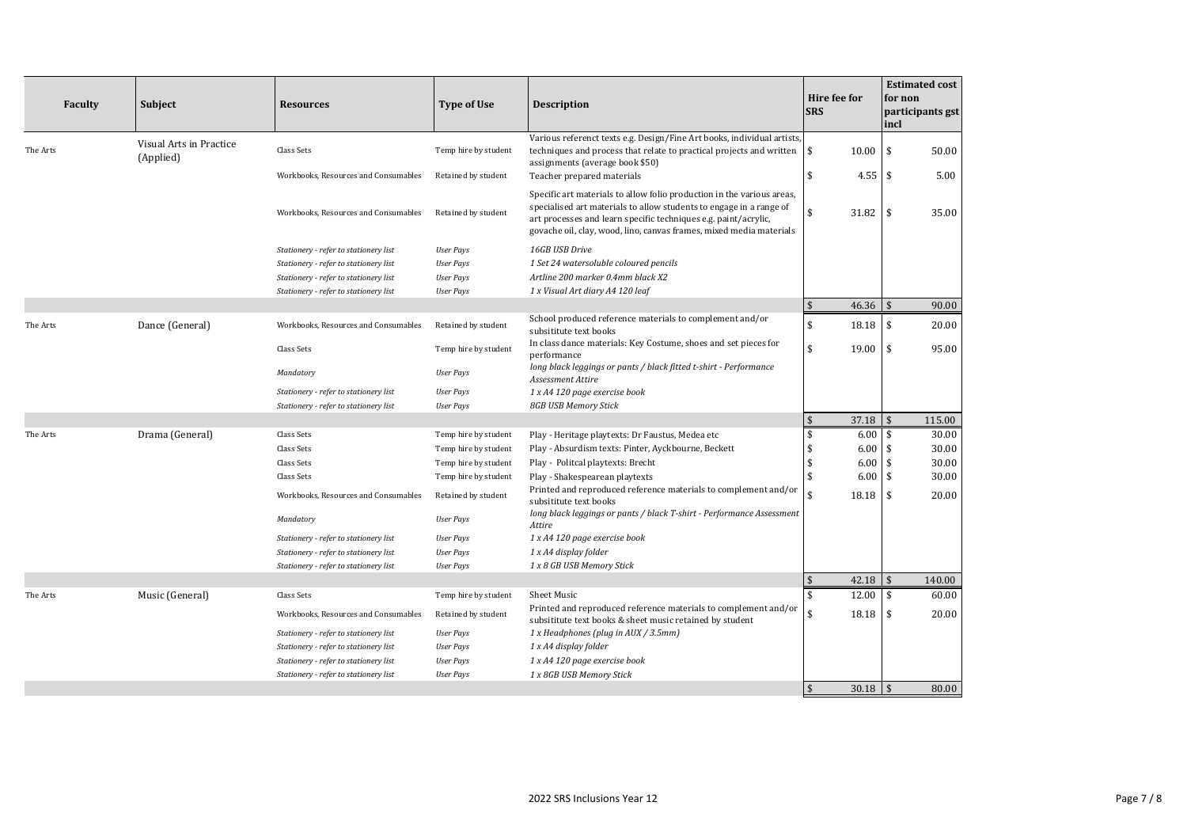| Faculty | Subject | Resources | Type of Use | Description | Hire fee for SRS | Estimated cost for non participants gst incl |
|---|---|---|---|---|---|---|
| The Arts | Visual Arts in Practice (Applied) | Class Sets | Temp hire by student | Various referenct texts e.g. Design/Fine Art books, individual artists, techniques and process that relate to practical projects and written assignments (average book $50) | $ 10.00 | $ 50.00 |
| | | Workbooks, Resources and Consumables | Retained by student | Teacher prepared materials | $ 4.55 | $ 5.00 |
| | | Workbooks, Resources and Consumables | Retained by student | Specific art materials to allow folio production in the various areas, specialised art materials to allow students to engage in a range of art processes and learn specific techniques e.g. paint/acrylic, govache oil, clay, wood, lino, canvas frames, mixed media materials | $ 31.82 | $ 35.00 |
| | | *Stationery - refer to stationery list* | *User Pays* | *16GB USB Drive* | | |
| | | *Stationery - refer to stationery list* | *User Pays* | *1 Set 24 watersoluble coloured pencils* | | |
| | | *Stationery - refer to stationery list* | *User Pays* | *Artline 200 marker 0.4mm black X2* | | |
| | | *Stationery - refer to stationery list* | *User Pays* | *1 x Visual Art diary A4 120 leaf* | | |
| | | | | | $ 46.36 | $ 90.00 |
| The Arts | Dance (General) | Workbooks, Resources and Consumables | Retained by student | School produced reference materials to complement and/or subsititute text books | $ 18.18 | $ 20.00 |
| | | Class Sets | Temp hire by student | In class dance materials: Key Costume, shoes and set pieces for performance | $ 19.00 | $ 95.00 |
| | | *Mandatory* | *User Pays* | *long black leggings or pants / black fitted t-shirt - Performance Assessment Attire* | | |
| | | *Stationery - refer to stationery list* | *User Pays* | *1 x A4 120 page exercise book* | | |
| | | *Stationery - refer to stationery list* | *User Pays* | *8GB USB Memory Stick* | | |
| | | | | | $ 37.18 | $ 115.00 |
| The Arts | Drama (General) | Class Sets | Temp hire by student | Play - Heritage playtexts: Dr Faustus, Medea etc | $ 6.00 | $ 30.00 |
| | | Class Sets | Temp hire by student | Play - Absurdism texts: Pinter, Ayckbourne, Beckett | $ 6.00 | $ 30.00 |
| | | Class Sets | Temp hire by student | Play - Politcal playtexts: Brecht | $ 6.00 | $ 30.00 |
| | | Class Sets | Temp hire by student | Play - Shakespearean playtexts | $ 6.00 | $ 30.00 |
| | | Workbooks, Resources and Consumables | Retained by student | Printed and reproduced reference materials to complement and/or subsititute text books | $ 18.18 | $ 20.00 |
| | | *Mandatory* | *User Pays* | *long black leggings or pants / black T-shirt - Performance Assessment Attire* | | |
| | | *Stationery - refer to stationery list* | *User Pays* | *1 x A4 120 page exercise book* | | |
| | | *Stationery - refer to stationery list* | *User Pays* | *1 x A4 display folder* | | |
| | | *Stationery - refer to stationery list* | *User Pays* | *1 x 8 GB USB Memory Stick* | | |
| | | | | | $ 42.18 | $ 140.00 |
| The Arts | Music (General) | Class Sets | Temp hire by student | Sheet Music | $ 12.00 | $ 60.00 |
| | | Workbooks, Resources and Consumables | Retained by student | Printed and reproduced reference materials to complement and/or subsititute text books & sheet music retained by student | $ 18.18 | $ 20.00 |
| | | *Stationery - refer to stationery list* | *User Pays* | *1 x Headphones (plug in AUX / 3.5mm)* | | |
| | | *Stationery - refer to stationery list* | *User Pays* | *1 x A4 display folder* | | |
| | | *Stationery - refer to stationery list* | *User Pays* | *1 x A4 120 page exercise book* | | |
| | | *Stationery - refer to stationery list* | *User Pays* | *1 x 8GB USB Memory Stick* | | |
| | | | | | $ 30.18 | $ 80.00 |

2022 SRS Inclusions Year 12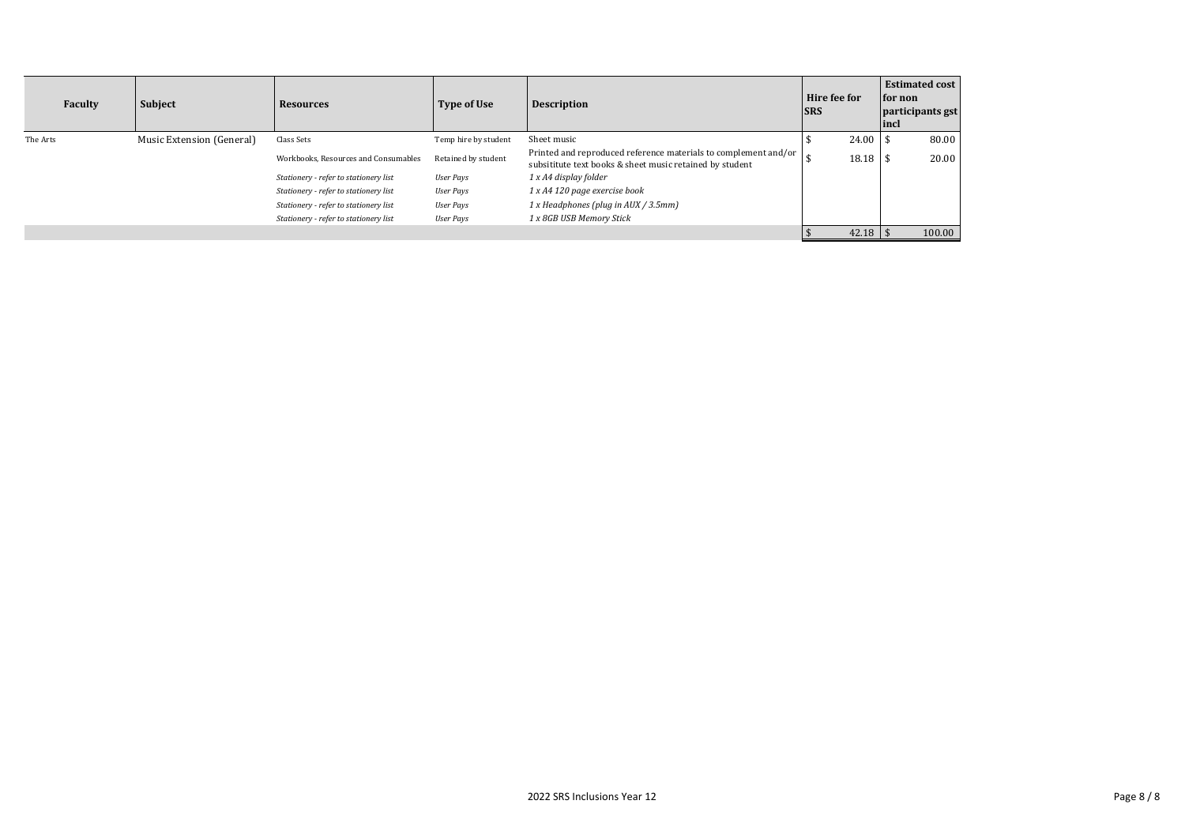| Faculty | Subject | Resources | Type of Use | Description | Hire fee for SRS | Estimated cost for non participants gst incl |
|---|---|---|---|---|---|---|
| The Arts | Music Extension (General) | Class Sets | Temp hire by student | Sheet music | $ 24.00 | $ 80.00 |
| | | Workbooks, Resources and Consumables | Retained by student | Printed and reproduced reference materials to complement and/or subsititute text books & sheet music retained by student | $ 18.18 | $ 20.00 |
| | | *Stationery - refer to stationery list* | *User Pays* | *1 x A4 display folder* | | |
| | | *Stationery - refer to stationery list* | *User Pays* | *1 x A4 120 page exercise book* | | |
| | | *Stationery - refer to stationery list* | *User Pays* | *1 x Headphones (plug in AUX / 3.5mm)* | | |
| | | *Stationery - refer to stationery list* | *User Pays* | *1 x 8GB USB Memory Stick* | | |
| | | | | | $ 42.18 | $ 100.00 |

2022 SRS Inclusions Year 12